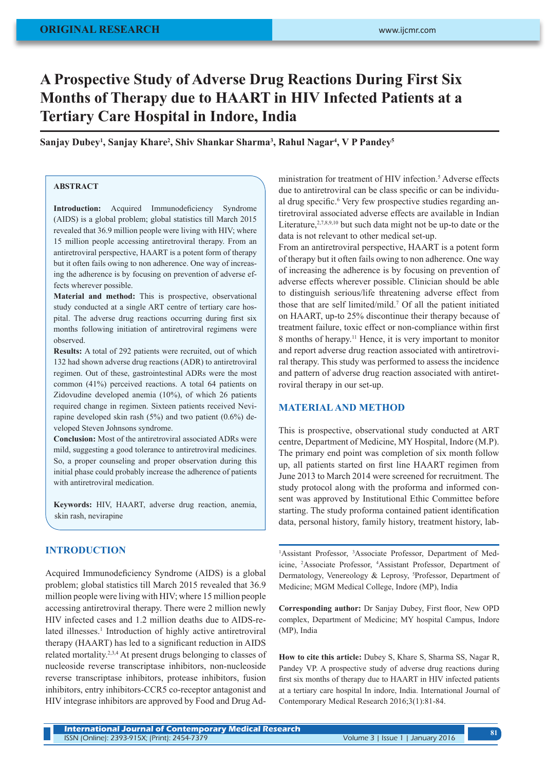ORIGINAL RESEARCH

# A Prospective Study of Adverse Drug Reactions During First Six Months of Therapy due to HAART in HIV Infected Patients at a Tertiary Care Hospital in Indore, India

**Sanjay Dubey[1], Sanjay Khare[2], Shiv Shankar Sharma[3], Rahul Nagar[4], V P Pandey[5]**

## ABSTRACT

**Introduction:** Acquired Immunodeficiency Syndrome (AIDS) is a global problem; global statistics till March 2015 revealed that 36.9 million people were living with HIV; where 15 million people accessing antiretroviral therapy. From an antiretroviral perspective, HAART is a potent form of therapy but it often fails owing to non adherence. One way of increasing the adherence is by focusing on prevention of adverse effects wherever possible.

**Material and method:** This is prospective, observational study conducted at a single ART centre of tertiary care hospital. The adverse drug reactions occurring during first six months following initiation of antiretroviral regimens were observed.

**Results:** A total of 292 patients were recruited, out of which 132 had shown adverse drug reactions (ADR) to antiretroviral regimen. Out of these, gastrointestinal ADRs were the most common (41%) perceived reactions. A total 64 patients on Zidovudine developed anemia (10%), of which 26 patients required change in regimen. Sixteen patients received Nevirapine developed skin rash (5%) and two patient (0.6%) developed Steven Johnsons syndrome.

**Conclusion:** Most of the antiretroviral associated ADRs were mild, suggesting a good tolerance to antiretroviral medicines. So, a proper counseling and proper observation during this initial phase could probably increase the adherence of patients with antiretroviral medication.

**Keywords:** HIV, HAART, adverse drug reaction, anemia, skin rash, nevirapine

## INTRODUCTION

Acquired Immunodeficiency Syndrome (AIDS) is a global problem; global statistics till March 2015 revealed that 36.9 million people were living with HIV; where 15 million people accessing antiretroviral therapy. There were 2 million newly HIV infected cases and 1.2 million deaths due to AIDS-related illnesses.[1] Introduction of highly active antiretroviral therapy (HAART) has led to a significant reduction in AIDS related mortality.[2,3,4] At present drugs belonging to classes of nucleoside reverse transcriptase inhibitors, non-nucleoside reverse transcriptase inhibitors, protease inhibitors, fusion inhibitors, entry inhibitors-CCR5 co-receptor antagonist and HIV integrase inhibitors are approved by Food and Drug Administration for treatment of HIV infection.[5] Adverse effects due to antiretroviral can be class specific or can be individual drug specific.[6] Very few prospective studies regarding antiretroviral associated adverse effects are available in Indian Literature,[2,7,8,9,10] but such data might not be up-to date or the data is not relevant to other medical set-up.

From an antiretroviral perspective, HAART is a potent form of therapy but it often fails owing to non adherence. One way of increasing the adherence is by focusing on prevention of adverse effects wherever possible. Clinician should be able to distinguish serious/life threatening adverse effect from those that are self limited/mild.[7] Of all the patient initiated on HAART, up-to 25% discontinue their therapy because of treatment failure, toxic effect or non-compliance within first 8 months of herapy.[11] Hence, it is very important to monitor and report adverse drug reaction associated with antiretroviral therapy. This study was performed to assess the incidence and pattern of adverse drug reaction associated with antiretroviral therapy in our set-up.

## MATERIAL AND METHOD

This is prospective, observational study conducted at ART centre, Department of Medicine, MY Hospital, Indore (M.P). The primary end point was completion of six month follow up, all patients started on first line HAART regimen from June 2013 to March 2014 were screened for recruitment. The study protocol along with the proforma and informed consent was approved by Institutional Ethic Committee before starting. The study proforma contained patient identification data, personal history, family history, treatment history, lab-

[1]Assistant Professor, [3]Associate Professor, Department of Medicine, [2]Associate Professor, [4]Assistant Professor, Department of Dermatology, Venereology & Leprosy, [5]Professor, Department of Medicine; MGM Medical College, Indore (MP), India

**Corresponding author:** Dr Sanjay Dubey, First floor, New OPD complex, Department of Medicine; MY hospital Campus, Indore (MP), India

**How to cite this article:** Dubey S, Khare S, Sharma SS, Nagar R, Pandey VP. A prospective study of adverse drug reactions during first six months of therapy due to HAART in HIV infected patients at a tertiary care hospital In indore, India. International Journal of Contemporary Medical Research 2016;3(1):81-84.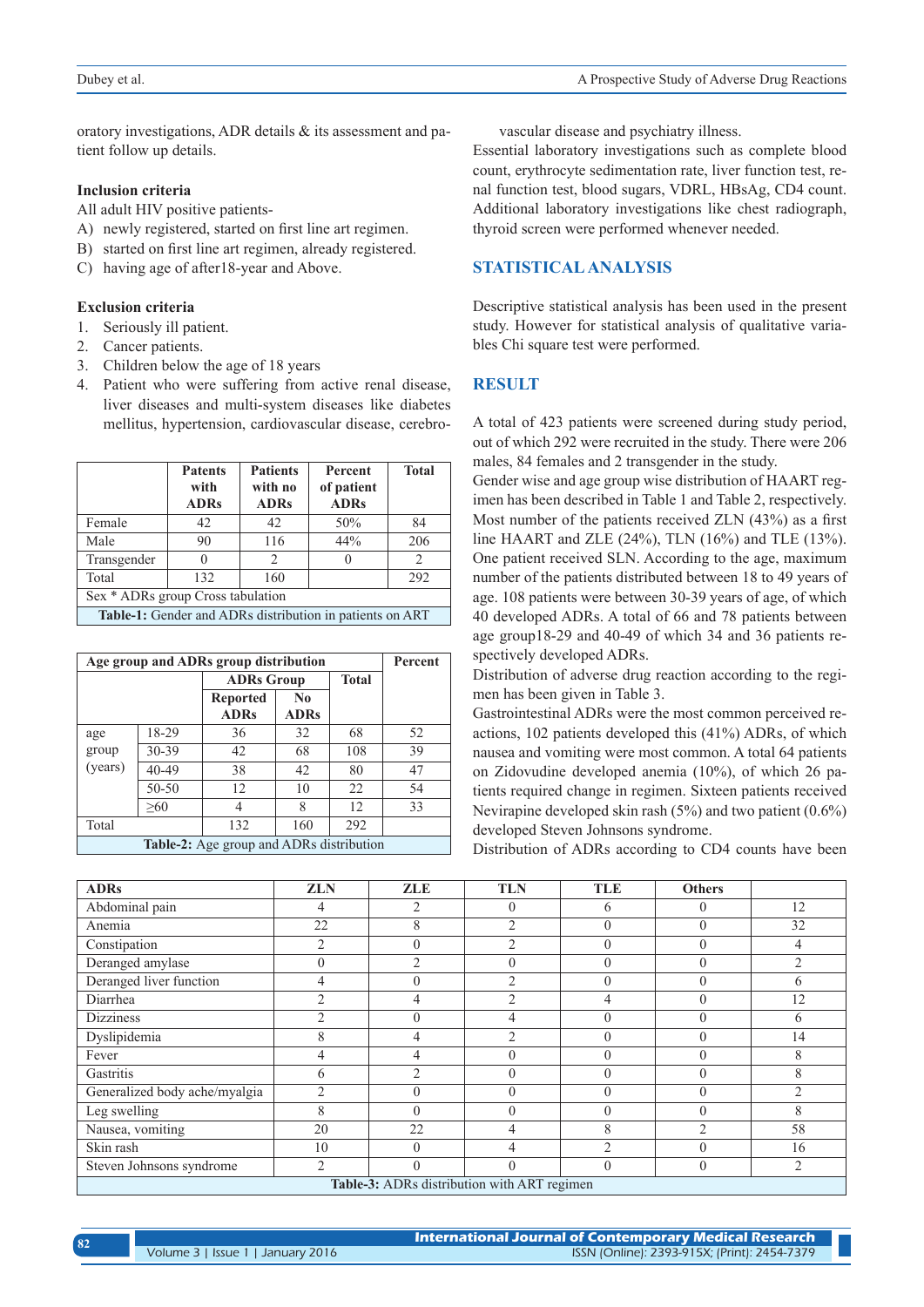oratory investigations, ADR details & its assessment and patient follow up details.

### Inclusion criteria

All adult HIV positive patients-

A) newly registered, started on first line art regimen.
B) started on first line art regimen, already registered.
C) having age of after18-year and Above.

### Exclusion criteria

1. Seriously ill patient.
2. Cancer patients.
3. Children below the age of 18 years
4. Patient who were suffering from active renal disease, liver diseases and multi-system diseases like diabetes mellitus, hypertension, cardiovascular disease, cerebrovascular disease and psychiatry illness.

| | Patents with ADRs | Patients with no ADRs | Percent of patient ADRs | Total |
|---|---|---|---|---|
| Female | 42 | 42 | 50% | 84 |
| Male | 90 | 116 | 44% | 206 |
| Transgender | 0 | 2 | 0 | 2 |
| Total | 132 | 160 | | 292 |
| Sex * ADRs group Cross tabulation | | | | |

**Table-1:** Gender and ADRs distribution in patients on ART

| Age group and ADRs group distribution | | | | | Percent |
|---|---|---|---|---|---|
| | | ADRs Group | | Total | |
| | | Reported ADRs | No ADRs | | |
| age group (years) | 18-29 | 36 | 32 | 68 | 52 |
| | 30-39 | 42 | 68 | 108 | 39 |
| | 40-49 | 38 | 42 | 80 | 47 |
| | 50-50 | 12 | 10 | 22 | 54 |
| | ≥60 | 4 | 8 | 12 | 33 |
| Total | | 132 | 160 | 292 | |

**Table-2:** Age group and ADRs distribution

Essential laboratory investigations such as complete blood count, erythrocyte sedimentation rate, liver function test, renal function test, blood sugars, VDRL, HBsAg, CD4 count. Additional laboratory investigations like chest radiograph, thyroid screen were performed whenever needed.

## STATISTICAL ANALYSIS

Descriptive statistical analysis has been used in the present study. However for statistical analysis of qualitative variables Chi square test were performed.

## RESULT

A total of 423 patients were screened during study period, out of which 292 were recruited in the study. There were 206 males, 84 females and 2 transgender in the study.

Gender wise and age group wise distribution of HAART regimen has been described in Table 1 and Table 2, respectively. Most number of the patients received ZLN (43%) as a first line HAART and ZLE (24%), TLN (16%) and TLE (13%). One patient received SLN. According to the age, maximum number of the patients distributed between 18 to 49 years of age. 108 patients were between 30-39 years of age, of which 40 developed ADRs. A total of 66 and 78 patients between age group18-29 and 40-49 of which 34 and 36 patients respectively developed ADRs.

Distribution of adverse drug reaction according to the regimen has been given in Table 3.

Gastrointestinal ADRs were the most common perceived reactions, 102 patients developed this (41%) ADRs, of which nausea and vomiting were most common. A total 64 patients on Zidovudine developed anemia (10%), of which 26 patients required change in regimen. Sixteen patients received Nevirapine developed skin rash (5%) and two patient (0.6%) developed Steven Johnsons syndrome.

Distribution of ADRs according to CD4 counts have been

| ADRs | ZLN | ZLE | TLN | TLE | Others | |
|---|---|---|---|---|---|---|
| Abdominal pain | 4 | 2 | 0 | 6 | 0 | 12 |
| Anemia | 22 | 8 | 2 | 0 | 0 | 32 |
| Constipation | 2 | 0 | 2 | 0 | 0 | 4 |
| Deranged amylase | 0 | 2 | 0 | 0 | 0 | 2 |
| Deranged liver function | 4 | 0 | 2 | 0 | 0 | 6 |
| Diarrhea | 2 | 4 | 2 | 4 | 0 | 12 |
| Dizziness | 2 | 0 | 4 | 0 | 0 | 6 |
| Dyslipidemia | 8 | 4 | 2 | 0 | 0 | 14 |
| Fever | 4 | 4 | 0 | 0 | 0 | 8 |
| Gastritis | 6 | 2 | 0 | 0 | 0 | 8 |
| Generalized body ache/myalgia | 2 | 0 | 0 | 0 | 0 | 2 |
| Leg swelling | 8 | 0 | 0 | 0 | 0 | 8 |
| Nausea, vomiting | 20 | 22 | 4 | 8 | 2 | 58 |
| Skin rash | 10 | 0 | 4 | 2 | 0 | 16 |
| Steven Johnsons syndrome | 2 | 0 | 0 | 0 | 0 | 2 |

**Table-3:** ADRs distribution with ART regimen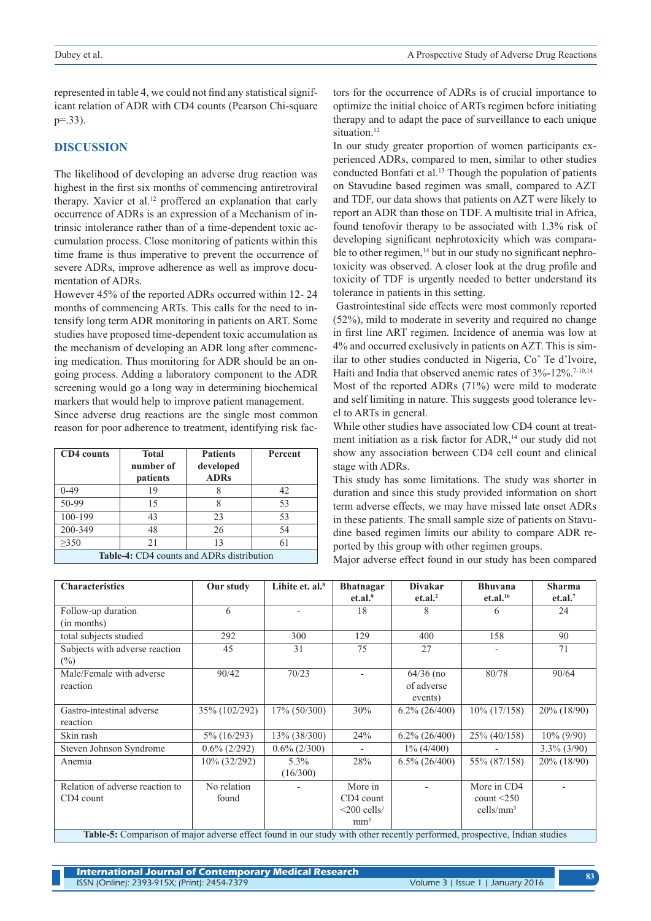represented in table 4, we could not find any statistical significant relation of ADR with CD4 counts (Pearson Chi-square p=.33).

## DISCUSSION

The likelihood of developing an adverse drug reaction was highest in the first six months of commencing antiretroviral therapy. Xavier et al.[12] proffered an explanation that early occurrence of ADRs is an expression of a Mechanism of intrinsic intolerance rather than of a time-dependent toxic accumulation process. Close monitoring of patients within this time frame is thus imperative to prevent the occurrence of severe ADRs, improve adherence as well as improve documentation of ADRs.

However 45% of the reported ADRs occurred within 12- 24 months of commencing ARTs. This calls for the need to intensify long term ADR monitoring in patients on ART. Some studies have proposed time-dependent toxic accumulation as the mechanism of developing an ADR long after commencing medication. Thus monitoring for ADR should be an ongoing process. Adding a laboratory component to the ADR screening would go a long way in determining biochemical markers that would help to improve patient management.

Since adverse drug reactions are the single most common reason for poor adherence to treatment, identifying risk factors for the occurrence of ADRs is of crucial importance to optimize the initial choice of ARTs regimen before initiating therapy and to adapt the pace of surveillance to each unique situation.[12]

| CD4 counts | Total number of patients | Patients developed ADRs | Percent |
|---|---|---|---|
| 0-49 | 19 | 8 | 42 |
| 50-99 | 15 | 8 | 53 |
| 100-199 | 43 | 23 | 53 |
| 200-349 | 48 | 26 | 54 |
| ≥350 | 21 | 13 | 61 |

**Table-4:** CD4 counts and ADRs distribution

In our study greater proportion of women participants experienced ADRs, compared to men, similar to other studies conducted Bonfati et al.[13] Though the population of patients on Stavudine based regimen was small, compared to AZT and TDF, our data shows that patients on AZT were likely to report an ADR than those on TDF. A multisite trial in Africa, found tenofovir therapy to be associated with 1.3% risk of developing significant nephrotoxicity which was comparable to other regimen,[14] but in our study no significant nephrotoxicity was observed. A closer look at the drug profile and toxicity of TDF is urgently needed to better understand its tolerance in patients in this setting.

Gastrointestinal side effects were most commonly reported (52%), mild to moderate in severity and required no change in first line ART regimen. Incidence of anemia was low at 4% and occurred exclusively in patients on AZT. This is similar to other studies conducted in Nigeria, Coˆ Te d'Ivoire, Haiti and India that observed anemic rates of 3%-12%.[7-10,14]

Most of the reported ADRs (71%) were mild to moderate and self limiting in nature. This suggests good tolerance level to ARTs in general.

While other studies have associated low CD4 count at treatment initiation as a risk factor for ADR,[14] our study did not show any association between CD4 cell count and clinical stage with ADRs.

This study has some limitations. The study was shorter in duration and since this study provided information on short term adverse effects, we may have missed late onset ADRs in these patients. The small sample size of patients on Stavudine based regimen limits our ability to compare ADR reported by this group with other regimen groups.

Major adverse effect found in our study has been compared

| Characteristics | Our study | Lihite et. al.[8] | Bhatnagar et.al.[9] | Divakar et.al.[2] | Bhuvana et.al.[10] | Sharma et.al.[7] |
|---|---|---|---|---|---|---|
| Follow-up duration (in months) | 6 | - | 18 | 8 | 6 | 24 |
| total subjects studied | 292 | 300 | 129 | 400 | 158 | 90 |
| Subjects with adverse reaction (%) | 45 | 31 | 75 | 27 | - | 71 |
| Male/Female with adverse reaction | 90/42 | 70/23 | - | 64/36 (no of adverse events) | 80/78 | 90/64 |
| Gastro-intestinal adverse reaction | 35% (102/292) | 17% (50/300) | 30% | 6.2% (26/400) | 10% (17/158) | 20% (18/90) |
| Skin rash | 5% (16/293) | 13% (38/300) | 24% | 6.2% (26/400) | 25% (40/158) | 10% (9/90) |
| Steven Johnson Syndrome | 0.6% (2/292) | 0.6% (2/300) | - | 1% (4/400) | - | 3.3% (3/90) |
| Anemia | 10% (32/292) | 5.3% (16/300) | 28% | 6.5% (26/400) | 55% (87/158) | 20% (18/90) |
| Relation of adverse reaction to CD4 count | No relation found | - | More in CD4 count <200 cells/mm³ | - | More in CD4 count <250 cells/mm³ | - |

**Table-5:** Comparison of major adverse effect found in our study with other recently performed, prospective, Indian studies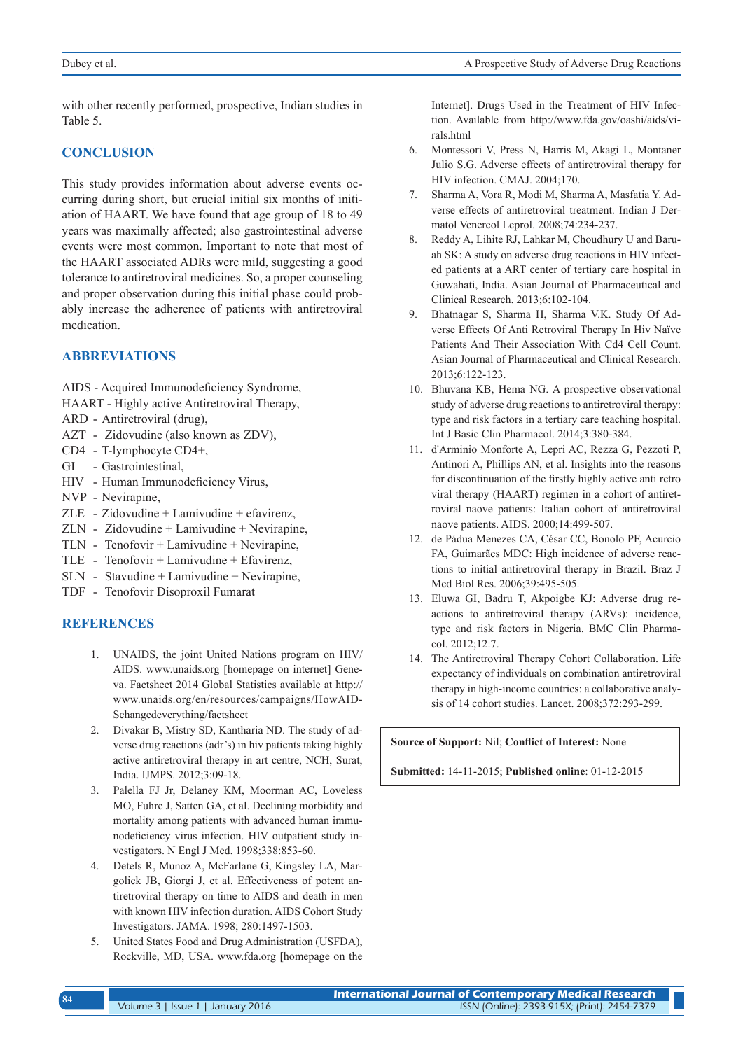with other recently performed, prospective, Indian studies in Table 5.

## CONCLUSION

This study provides information about adverse events occurring during short, but crucial initial six months of initiation of HAART. We have found that age group of 18 to 49 years was maximally affected; also gastrointestinal adverse events were most common. Important to note that most of the HAART associated ADRs were mild, suggesting a good tolerance to antiretroviral medicines. So, a proper counseling and proper observation during this initial phase could probably increase the adherence of patients with antiretroviral medication.

## ABBREVIATIONS

AIDS - Acquired Immunodeficiency Syndrome,
HAART - Highly active Antiretroviral Therapy,
ARD - Antiretroviral (drug),
AZT - Zidovudine (also known as ZDV),
CD4 - T-lymphocyte CD4+,
GI - Gastrointestinal,
HIV - Human Immunodeficiency Virus,
NVP - Nevirapine,
ZLE - Zidovudine + Lamivudine + efavirenz,
ZLN - Zidovudine + Lamivudine + Nevirapine,
TLN - Tenofovir + Lamivudine + Nevirapine,
TLE - Tenofovir + Lamivudine + Efavirenz,
SLN - Stavudine + Lamivudine + Nevirapine,
TDF - Tenofovir Disoproxil Fumarat

## REFERENCES

1. UNAIDS, the joint United Nations program on HIV/AIDS. www.unaids.org [homepage on internet] Geneva. Factsheet 2014 Global Statistics available at http://www.unaids.org/en/resources/campaigns/HowAIDSchangedeverything/factsheet
2. Divakar B, Mistry SD, Kantharia ND. The study of adverse drug reactions (adr's) in hiv patients taking highly active antiretroviral therapy in art centre, NCH, Surat, India. IJMPS. 2012;3:09-18.
3. Palella FJ Jr, Delaney KM, Moorman AC, Loveless MO, Fuhre J, Satten GA, et al. Declining morbidity and mortality among patients with advanced human immunodeficiency virus infection. HIV outpatient study investigators. N Engl J Med. 1998;338:853-60.
4. Detels R, Munoz A, McFarlane G, Kingsley LA, Margolick JB, Giorgi J, et al. Effectiveness of potent antiretroviral therapy on time to AIDS and death in men with known HIV infection duration. AIDS Cohort Study Investigators. JAMA. 1998; 280:1497-1503.
5. United States Food and Drug Administration (USFDA), Rockville, MD, USA. www.fda.org [homepage on the Internet]. Drugs Used in the Treatment of HIV Infection. Available from http://www.fda.gov/oashi/aids/virals.html
6. Montessori V, Press N, Harris M, Akagi L, Montaner Julio S.G. Adverse effects of antiretroviral therapy for HIV infection. CMAJ. 2004;170.
7. Sharma A, Vora R, Modi M, Sharma A, Masfatia Y. Adverse effects of antiretroviral treatment. Indian J Dermatol Venereol Leprol. 2008;74:234-237.
8. Reddy A, Lihite RJ, Lahkar M, Choudhury U and Baruah SK: A study on adverse drug reactions in HIV infected patients at a ART center of tertiary care hospital in Guwahati, India. Asian Journal of Pharmaceutical and Clinical Research. 2013;6:102-104.
9. Bhatnagar S, Sharma H, Sharma V.K. Study Of Adverse Effects Of Anti Retroviral Therapy In Hiv Naïve Patients And Their Association With Cd4 Cell Count. Asian Journal of Pharmaceutical and Clinical Research. 2013;6:122-123.
10. Bhuvana KB, Hema NG. A prospective observational study of adverse drug reactions to antiretroviral therapy: type and risk factors in a tertiary care teaching hospital. Int J Basic Clin Pharmacol. 2014;3:380-384.
11. d'Arminio Monforte A, Lepri AC, Rezza G, Pezzoti P, Antinori A, Phillips AN, et al. Insights into the reasons for discontinuation of the firstly highly active anti retro viral therapy (HAART) regimen in a cohort of antiretroviral naove patients: Italian cohort of antiretroviral naove patients. AIDS. 2000;14:499-507.
12. de Pádua Menezes CA, César CC, Bonolo PF, Acurcio FA, Guimarães MDC: High incidence of adverse reactions to initial antiretroviral therapy in Brazil. Braz J Med Biol Res. 2006;39:495-505.
13. Eluwa GI, Badru T, Akpoigbe KJ: Adverse drug reactions to antiretroviral therapy (ARVs): incidence, type and risk factors in Nigeria. BMC Clin Pharmacol. 2012;12:7.
14. The Antiretroviral Therapy Cohort Collaboration. Life expectancy of individuals on combination antiretroviral therapy in high-income countries: a collaborative analysis of 14 cohort studies. Lancet. 2008;372:293-299.

**Source of Support:** Nil; **Conflict of Interest:** None

**Submitted:** 14-11-2015; **Published online**: 01-12-2015